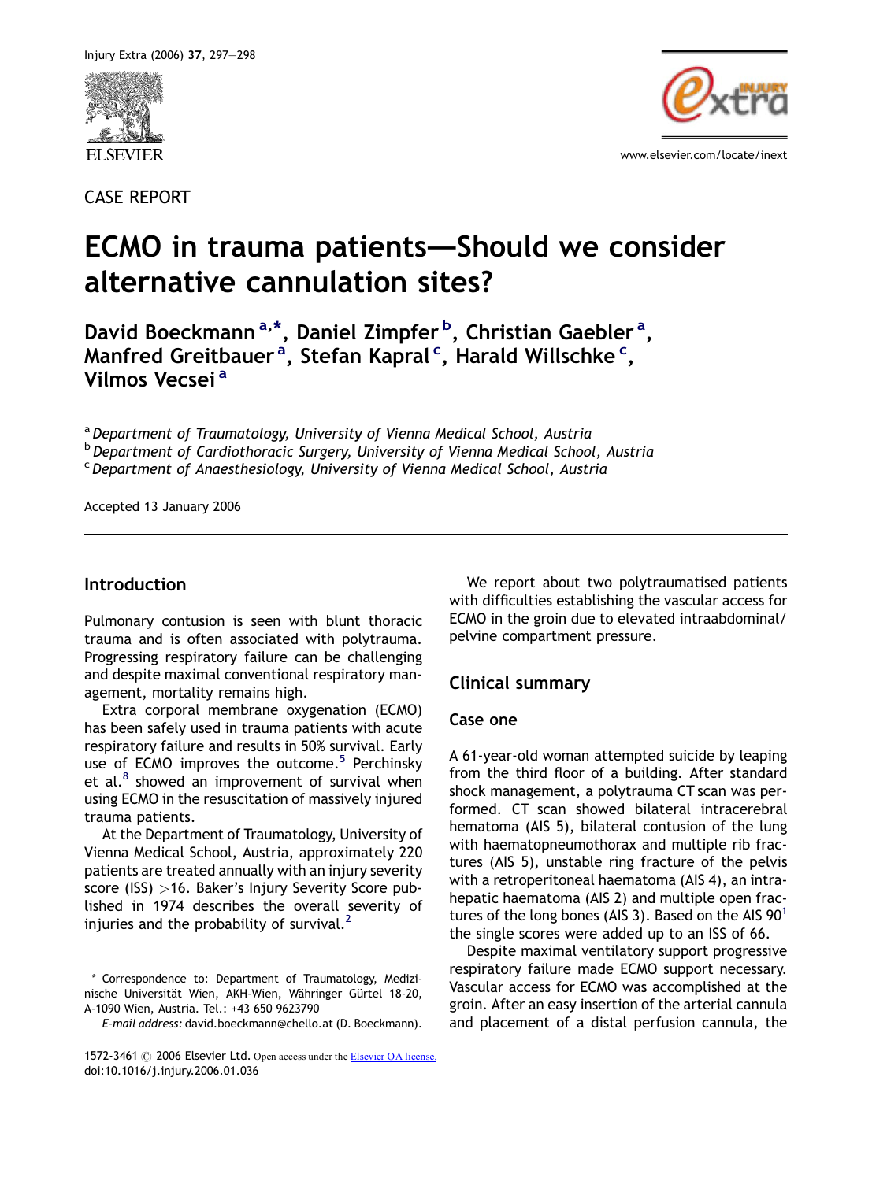CASE REPORT

# ECMO in trauma patients—Should we consider alternative cannulation sites?

**David Boeckmann [a,*], Daniel Zimpfer [b], Christian Gaebler [a], Manfred Greitbauer [a], Stefan Kapral [c], Harald Willschke [c], Vilmos Vecsei [a]**

[a] *Department of Traumatology, University of Vienna Medical School, Austria*
[b] *Department of Cardiothoracic Surgery, University of Vienna Medical School, Austria*
[c] *Department of Anaesthesiology, University of Vienna Medical School, Austria*

Accepted 13 January 2006

## Introduction

Pulmonary contusion is seen with blunt thoracic trauma and is often associated with polytrauma. Progressing respiratory failure can be challenging and despite maximal conventional respiratory management, mortality remains high.

Extra corporal membrane oxygenation (ECMO) has been safely used in trauma patients with acute respiratory failure and results in 50% survival. Early use of ECMO improves the outcome.[5] Perchinsky et al.[8] showed an improvement of survival when using ECMO in the resuscitation of massively injured trauma patients.

At the Department of Traumatology, University of Vienna Medical School, Austria, approximately 220 patients are treated annually with an injury severity score (ISS) >16. Baker's Injury Severity Score published in 1974 describes the overall severity of injuries and the probability of survival.[2]

We report about two polytraumatised patients with difficulties establishing the vascular access for ECMO in the groin due to elevated intraabdominal/pelvine compartment pressure.

## Clinical summary

### Case one

A 61-year-old woman attempted suicide by leaping from the third floor of a building. After standard shock management, a polytrauma CT scan was performed. CT scan showed bilateral intracerebral hematoma (AIS 5), bilateral contusion of the lung with haematopneumothorax and multiple rib fractures (AIS 5), unstable ring fracture of the pelvis with a retroperitoneal haematoma (AIS 4), an intrahepatic haematoma (AIS 2) and multiple open fractures of the long bones (AIS 3). Based on the AIS 90[1] the single scores were added up to an ISS of 66.

Despite maximal ventilatory support progressive respiratory failure made ECMO support necessary. Vascular access for ECMO was accomplished at the groin. After an easy insertion of the arterial cannula and placement of a distal perfusion cannula, the

---

\* Correspondence to: Department of Traumatology, Medizinische Universität Wien, AKH-Wien, Währinger Gürtel 18-20, A-1090 Wien, Austria. Tel.: +43 650 9623790

*E-mail address:* david.boeckmann@chello.at (D. Boeckmann).

1572-3461 © 2006 Elsevier Ltd. Open access under the Elsevier OA license.
doi:10.1016/j.injury.2006.01.036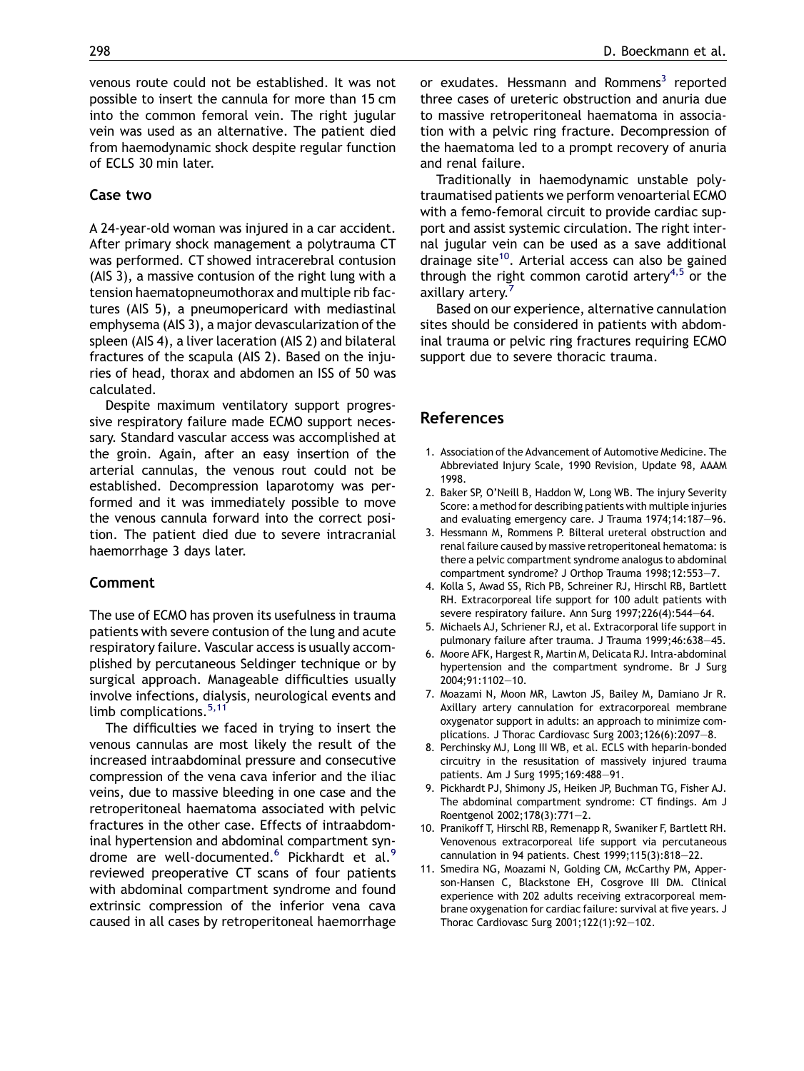venous route could not be established. It was not possible to insert the cannula for more than 15 cm into the common femoral vein. The right jugular vein was used as an alternative. The patient died from haemodynamic shock despite regular function of ECLS 30 min later.

## Case two

A 24-year-old woman was injured in a car accident. After primary shock management a polytrauma CT was performed. CT showed intracerebral contusion (AIS 3), a massive contusion of the right lung with a tension haematopneumothorax and multiple rib factures (AIS 5), a pneumopericard with mediastinal emphysema (AIS 3), a major devascularization of the spleen (AIS 4), a liver laceration (AIS 2) and bilateral fractures of the scapula (AIS 2). Based on the injuries of head, thorax and abdomen an ISS of 50 was calculated.

Despite maximum ventilatory support progressive respiratory failure made ECMO support necessary. Standard vascular access was accomplished at the groin. Again, after an easy insertion of the arterial cannulas, the venous rout could not be established. Decompression laparotomy was performed and it was immediately possible to move the venous cannula forward into the correct position. The patient died due to severe intracranial haemorrhage 3 days later.

## Comment

The use of ECMO has proven its usefulness in trauma patients with severe contusion of the lung and acute respiratory failure. Vascular access is usually accomplished by percutaneous Seldinger technique or by surgical approach. Manageable difficulties usually involve infections, dialysis, neurological events and limb complications.[5,11]

The difficulties we faced in trying to insert the venous cannulas are most likely the result of the increased intraabdominal pressure and consecutive compression of the vena cava inferior and the iliac veins, due to massive bleeding in one case and the retroperitoneal haematoma associated with pelvic fractures in the other case. Effects of intraabdominal hypertension and abdominal compartment syndrome are well-documented.[6] Pickhardt et al.[9] reviewed preoperative CT scans of four patients with abdominal compartment syndrome and found extrinsic compression of the inferior vena cava caused in all cases by retroperitoneal haemorrhage or exudates. Hessmann and Rommens[3] reported three cases of ureteric obstruction and anuria due to massive retroperitoneal haematoma in association with a pelvic ring fracture. Decompression of the haematoma led to a prompt recovery of anuria and renal failure.

Traditionally in haemodynamic unstable polytraumatised patients we perform venoarterial ECMO with a femo-femoral circuit to provide cardiac support and assist systemic circulation. The right internal jugular vein can be used as a save additional drainage site[10]. Arterial access can also be gained through the right common carotid artery[4,5] or the axillary artery.[7]

Based on our experience, alternative cannulation sites should be considered in patients with abdominal trauma or pelvic ring fractures requiring ECMO support due to severe thoracic trauma.

## References

1. Association of the Advancement of Automotive Medicine. The Abbreviated Injury Scale, 1990 Revision, Update 98, AAAM 1998.
2. Baker SP, O'Neill B, Haddon W, Long WB. The injury Severity Score: a method for describing patients with multiple injuries and evaluating emergency care. J Trauma 1974;14:187—96.
3. Hessmann M, Rommens P. Bilteral ureteral obstruction and renal failure caused by massive retroperitoneal hematoma: is there a pelvic compartment syndrome analogus to abdominal compartment syndrome? J Orthop Trauma 1998;12:553—7.
4. Kolla S, Awad SS, Rich PB, Schreiner RJ, Hirschl RB, Bartlett RH. Extracorporeal life support for 100 adult patients with severe respiratory failure. Ann Surg 1997;226(4):544—64.
5. Michaels AJ, Schriener RJ, et al. Extracorporal life support in pulmonary failure after trauma. J Trauma 1999;46:638—45.
6. Moore AFK, Hargest R, Martin M, Delicata RJ. Intra-abdominal hypertension and the compartment syndrome. Br J Surg 2004;91:1102—10.
7. Moazami N, Moon MR, Lawton JS, Bailey M, Damiano Jr R. Axillary artery cannulation for extracorporeal membrane oxygenator support in adults: an approach to minimize complications. J Thorac Cardiovasc Surg 2003;126(6):2097—8.
8. Perchinsky MJ, Long III WB, et al. ECLS with heparin-bonded circuitry in the resuscitation of massively injured trauma patients. Am J Surg 1995;169:488—91.
9. Pickhardt PJ, Shimony JS, Heiken JP, Buchman TG, Fisher AJ. The abdominal compartment syndrome: CT findings. Am J Roentgenol 2002;178(3):771—2.
10. Pranikoff T, Hirschl RB, Remenapp R, Swaniker F, Bartlett RH. Venovenous extracorporeal life support via percutaneous cannulation in 94 patients. Chest 1999;115(3):818—22.
11. Smedira NG, Moazami N, Golding CM, McCarthy PM, Apperson-Hansen C, Blackstone EH, Cosgrove III DM. Clinical experience with 202 adults receiving extracorporeal membrane oxygenation for cardiac failure: survival at five years. J Thorac Cardiovasc Surg 2001;122(1):92—102.